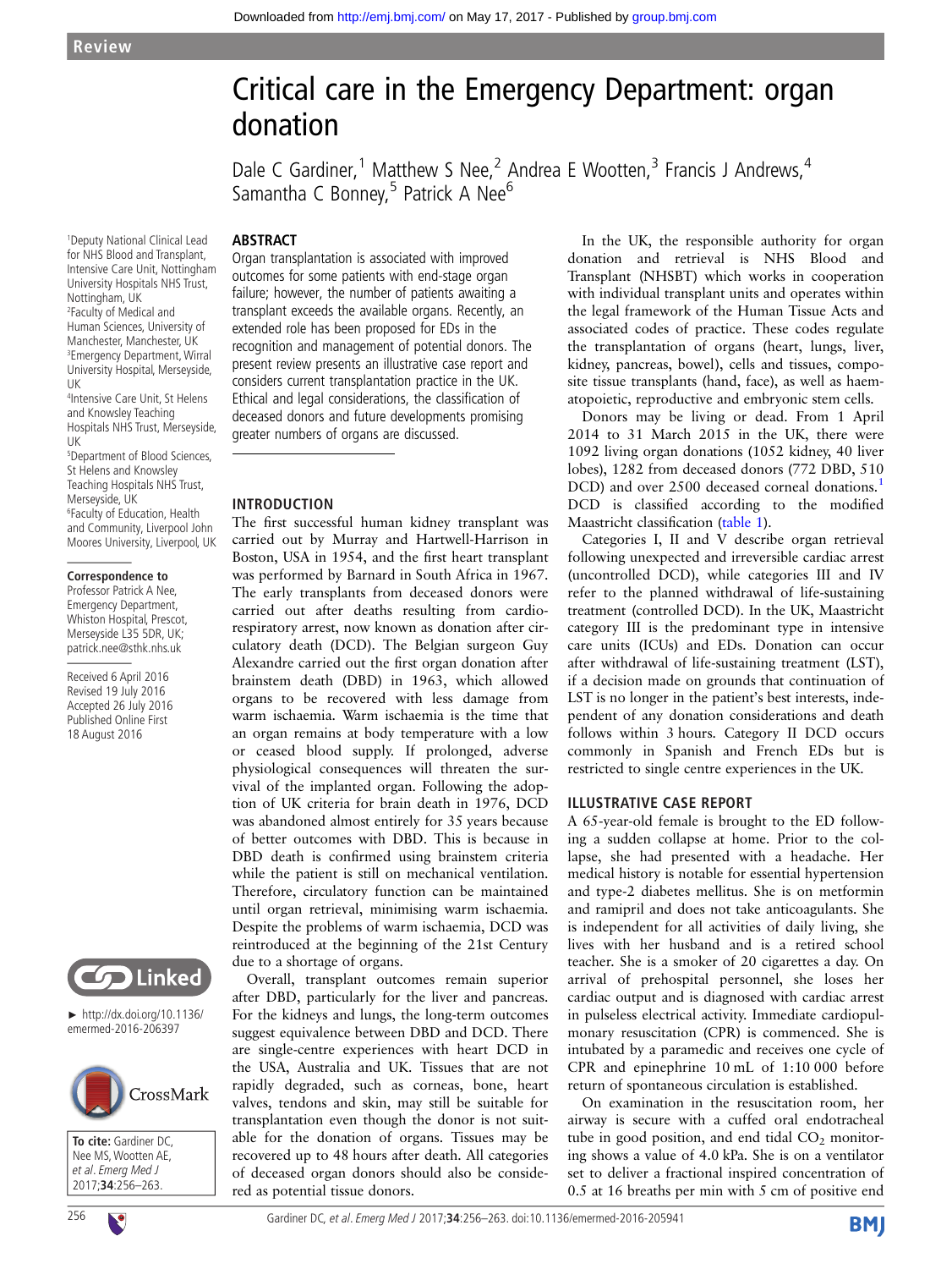Review

# Critical care in the Emergency Department: organ donation

Dale C Gardiner,[1] Matthew S Nee,[2] Andrea E Wootten,[3] Francis J Andrews,[4] Samantha C Bonney,[5] Patrick A Nee[6]

[1]Deputy National Clinical Lead for NHS Blood and Transplant, Intensive Care Unit, Nottingham University Hospitals NHS Trust, Nottingham, UK
[2]Faculty of Medical and Human Sciences, University of Manchester, Manchester, UK
[3]Emergency Department, Wirral University Hospital, Merseyside, UK
[4]Intensive Care Unit, St Helens and Knowsley Teaching Hospitals NHS Trust, Merseyside, UK
[5]Department of Blood Sciences, St Helens and Knowsley Teaching Hospitals NHS Trust, Merseyside, UK
[6]Faculty of Education, Health and Community, Liverpool John Moores University, Liverpool, UK

**Correspondence to**
Professor Patrick A Nee, Emergency Department, Whiston Hospital, Prescot, Merseyside L35 5DR, UK; patrick.nee@sthk.nhs.uk

Received 6 April 2016
Revised 19 July 2016
Accepted 26 July 2016
Published Online First 18 August 2016

► http://dx.doi.org/10.1136/emermed-2016-206397

**To cite:** Gardiner DC, Nee MS, Wootten AE, *et al*. *Emerg Med J* 2017;**34**:256–263.

## ABSTRACT

Organ transplantation is associated with improved outcomes for some patients with end-stage organ failure; however, the number of patients awaiting a transplant exceeds the available organs. Recently, an extended role has been proposed for EDs in the recognition and management of potential donors. The present review presents an illustrative case report and considers current transplantation practice in the UK. Ethical and legal considerations, the classification of deceased donors and future developments promising greater numbers of organs are discussed.

## INTRODUCTION

The first successful human kidney transplant was carried out by Murray and Hartwell-Harrison in Boston, USA in 1954, and the first heart transplant was performed by Barnard in South Africa in 1967. The early transplants from deceased donors were carried out after deaths resulting from cardiorespiratory arrest, now known as donation after circulatory death (DCD). The Belgian surgeon Guy Alexandre carried out the first organ donation after brainstem death (DBD) in 1963, which allowed organs to be recovered with less damage from warm ischaemia. Warm ischaemia is the time that an organ remains at body temperature with a low or ceased blood supply. If prolonged, adverse physiological consequences will threaten the survival of the implanted organ. Following the adoption of UK criteria for brain death in 1976, DCD was abandoned almost entirely for 35 years because of better outcomes with DBD. This is because in DBD death is confirmed using brainstem criteria while the patient is still on mechanical ventilation. Therefore, circulatory function can be maintained until organ retrieval, minimising warm ischaemia. Despite the problems of warm ischaemia, DCD was reintroduced at the beginning of the 21st Century due to a shortage of organs.

Overall, transplant outcomes remain superior after DBD, particularly for the liver and pancreas. For the kidneys and lungs, the long-term outcomes suggest equivalence between DBD and DCD. There are single-centre experiences with heart DCD in the USA, Australia and UK. Tissues that are not rapidly degraded, such as corneas, bone, heart valves, tendons and skin, may still be suitable for transplantation even though the donor is not suitable for the donation of organs. Tissues may be recovered up to 48 hours after death. All categories of deceased organ donors should also be considered as potential tissue donors.

In the UK, the responsible authority for organ donation and retrieval is NHS Blood and Transplant (NHSBT) which works in cooperation with individual transplant units and operates within the legal framework of the Human Tissue Acts and associated codes of practice. These codes regulate the transplantation of organs (heart, lungs, liver, kidney, pancreas, bowel), cells and tissues, composite tissue transplants (hand, face), as well as haematopoietic, reproductive and embryonic stem cells.

Donors may be living or dead. From 1 April 2014 to 31 March 2015 in the UK, there were 1092 living organ donations (1052 kidney, 40 liver lobes), 1282 from deceased donors (772 DBD, 510 DCD) and over 2500 deceased corneal donations.[1] DCD is classified according to the modified Maastricht classification (table 1).

Categories I, II and V describe organ retrieval following unexpected and irreversible cardiac arrest (uncontrolled DCD), while categories III and IV refer to the planned withdrawal of life-sustaining treatment (controlled DCD). In the UK, Maastricht category III is the predominant type in intensive care units (ICUs) and EDs. Donation can occur after withdrawal of life-sustaining treatment (LST), if a decision made on grounds that continuation of LST is no longer in the patient's best interests, independent of any donation considerations and death follows within 3 hours. Category II DCD occurs commonly in Spanish and French EDs but is restricted to single centre experiences in the UK.

## ILLUSTRATIVE CASE REPORT

A 65-year-old female is brought to the ED following a sudden collapse at home. Prior to the collapse, she had presented with a headache. Her medical history is notable for essential hypertension and type-2 diabetes mellitus. She is on metformin and ramipril and does not take anticoagulants. She is independent for all activities of daily living, she lives with her husband and is a retired school teacher. She is a smoker of 20 cigarettes a day. On arrival of prehospital personnel, she loses her cardiac output and is diagnosed with cardiac arrest in pulseless electrical activity. Immediate cardiopulmonary resuscitation (CPR) is commenced. She is intubated by a paramedic and receives one cycle of CPR and epinephrine 10 mL of 1:10 000 before return of spontaneous circulation is established.

On examination in the resuscitation room, her airway is secure with a cuffed oral endotracheal tube in good position, and end tidal $CO_2$ monitoring shows a value of 4.0 kPa. She is on a ventilator set to deliver a fractional inspired concentration of 0.5 at 16 breaths per min with 5 cm of positive end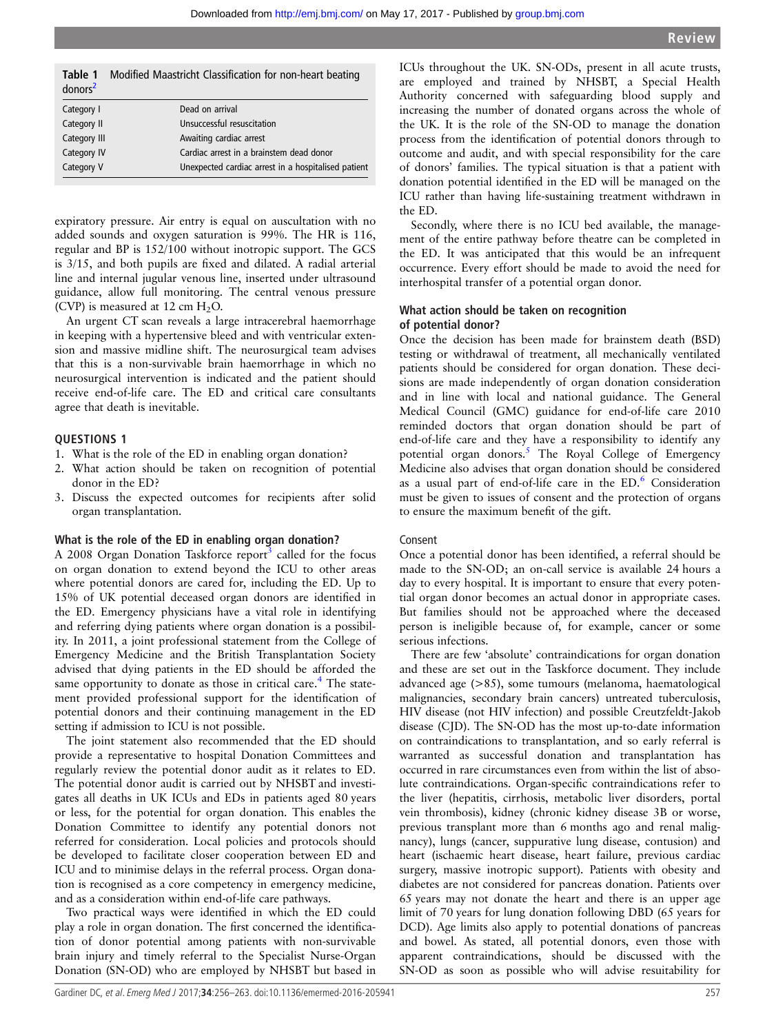**Table 1** Modified Maastricht Classification for non-heart beating donors[2]

| | |
|---|---|
| Category I | Dead on arrival |
| Category II | Unsuccessful resuscitation |
| Category III | Awaiting cardiac arrest |
| Category IV | Cardiac arrest in a brainstem dead donor |
| Category V | Unexpected cardiac arrest in a hospitalised patient |

expiratory pressure. Air entry is equal on auscultation with no added sounds and oxygen saturation is 99%. The HR is 116, regular and BP is 152/100 without inotropic support. The GCS is 3/15, and both pupils are fixed and dilated. A radial arterial line and internal jugular venous line, inserted under ultrasound guidance, allow full monitoring. The central venous pressure (CVP) is measured at 12 cm $H_2O$.

An urgent CT scan reveals a large intracerebral haemorrhage in keeping with a hypertensive bleed and with ventricular extension and massive midline shift. The neurosurgical team advises that this is a non-survivable brain haemorrhage in which no neurosurgical intervention is indicated and the patient should receive end-of-life care. The ED and critical care consultants agree that death is inevitable.

## QUESTIONS 1

1. What is the role of the ED in enabling organ donation?
2. What action should be taken on recognition of potential donor in the ED?
3. Discuss the expected outcomes for recipients after solid organ transplantation.

### What is the role of the ED in enabling organ donation?

A 2008 Organ Donation Taskforce report[3] called for the focus on organ donation to extend beyond the ICU to other areas where potential donors are cared for, including the ED. Up to 15% of UK potential deceased organ donors are identified in the ED. Emergency physicians have a vital role in identifying and referring dying patients where organ donation is a possibility. In 2011, a joint professional statement from the College of Emergency Medicine and the British Transplantation Society advised that dying patients in the ED should be afforded the same opportunity to donate as those in critical care.[4] The statement provided professional support for the identification of potential donors and their continuing management in the ED setting if admission to ICU is not possible.

The joint statement also recommended that the ED should provide a representative to hospital Donation Committees and regularly review the potential donor audit as it relates to ED. The potential donor audit is carried out by NHSBT and investigates all deaths in UK ICUs and EDs in patients aged 80 years or less, for the potential for organ donation. This enables the Donation Committee to identify any potential donors not referred for consideration. Local policies and protocols should be developed to facilitate closer cooperation between ED and ICU and to minimise delays in the referral process. Organ donation is recognised as a core competency in emergency medicine, and as a consideration within end-of-life care pathways.

Two practical ways were identified in which the ED could play a role in organ donation. The first concerned the identification of donor potential among patients with non-survivable brain injury and timely referral to the Specialist Nurse-Organ Donation (SN-OD) who are employed by NHSBT but based in ICUs throughout the UK. SN-ODs, present in all acute trusts, are employed and trained by NHSBT, a Special Health Authority concerned with safeguarding blood supply and increasing the number of donated organs across the whole of the UK. It is the role of the SN-OD to manage the donation process from the identification of potential donors through to outcome and audit, and with special responsibility for the care of donors' families. The typical situation is that a patient with donation potential identified in the ED will be managed on the ICU rather than having life-sustaining treatment withdrawn in the ED.

Secondly, where there is no ICU bed available, the management of the entire pathway before theatre can be completed in the ED. It was anticipated that this would be an infrequent occurrence. Every effort should be made to avoid the need for interhospital transfer of a potential organ donor.

### What action should be taken on recognition of potential donor?

Once the decision has been made for brainstem death (BSD) testing or withdrawal of treatment, all mechanically ventilated patients should be considered for organ donation. These decisions are made independently of organ donation consideration and in line with local and national guidance. The General Medical Council (GMC) guidance for end-of-life care 2010 reminded doctors that organ donation should be part of end-of-life care and they have a responsibility to identify any potential organ donors.[5] The Royal College of Emergency Medicine also advises that organ donation should be considered as a usual part of end-of-life care in the ED.[6] Consideration must be given to issues of consent and the protection of organs to ensure the maximum benefit of the gift.

#### Consent

Once a potential donor has been identified, a referral should be made to the SN-OD; an on-call service is available 24 hours a day to every hospital. It is important to ensure that every potential organ donor becomes an actual donor in appropriate cases. But families should not be approached where the deceased person is ineligible because of, for example, cancer or some serious infections.

There are few 'absolute' contraindications for organ donation and these are set out in the Taskforce document. They include advanced age (>85), some tumours (melanoma, haematological malignancies, secondary brain cancers) untreated tuberculosis, HIV disease (not HIV infection) and possible Creutzfeldt-Jakob disease (CJD). The SN-OD has the most up-to-date information on contraindications to transplantation, and so early referral is warranted as successful donation and transplantation has occurred in rare circumstances even from within the list of absolute contraindications. Organ-specific contraindications refer to the liver (hepatitis, cirrhosis, metabolic liver disorders, portal vein thrombosis), kidney (chronic kidney disease 3B or worse, previous transplant more than 6 months ago and renal malignancy), lungs (cancer, suppurative lung disease, contusion) and heart (ischaemic heart disease, heart failure, previous cardiac surgery, massive inotropic support). Patients with obesity and diabetes are not considered for pancreas donation. Patients over 65 years may not donate the heart and there is an upper age limit of 70 years for lung donation following DBD (65 years for DCD). Age limits also apply to potential donations of pancreas and bowel. As stated, all potential donors, even those with apparent contraindications, should be discussed with the SN-OD as soon as possible who will advise resuitability for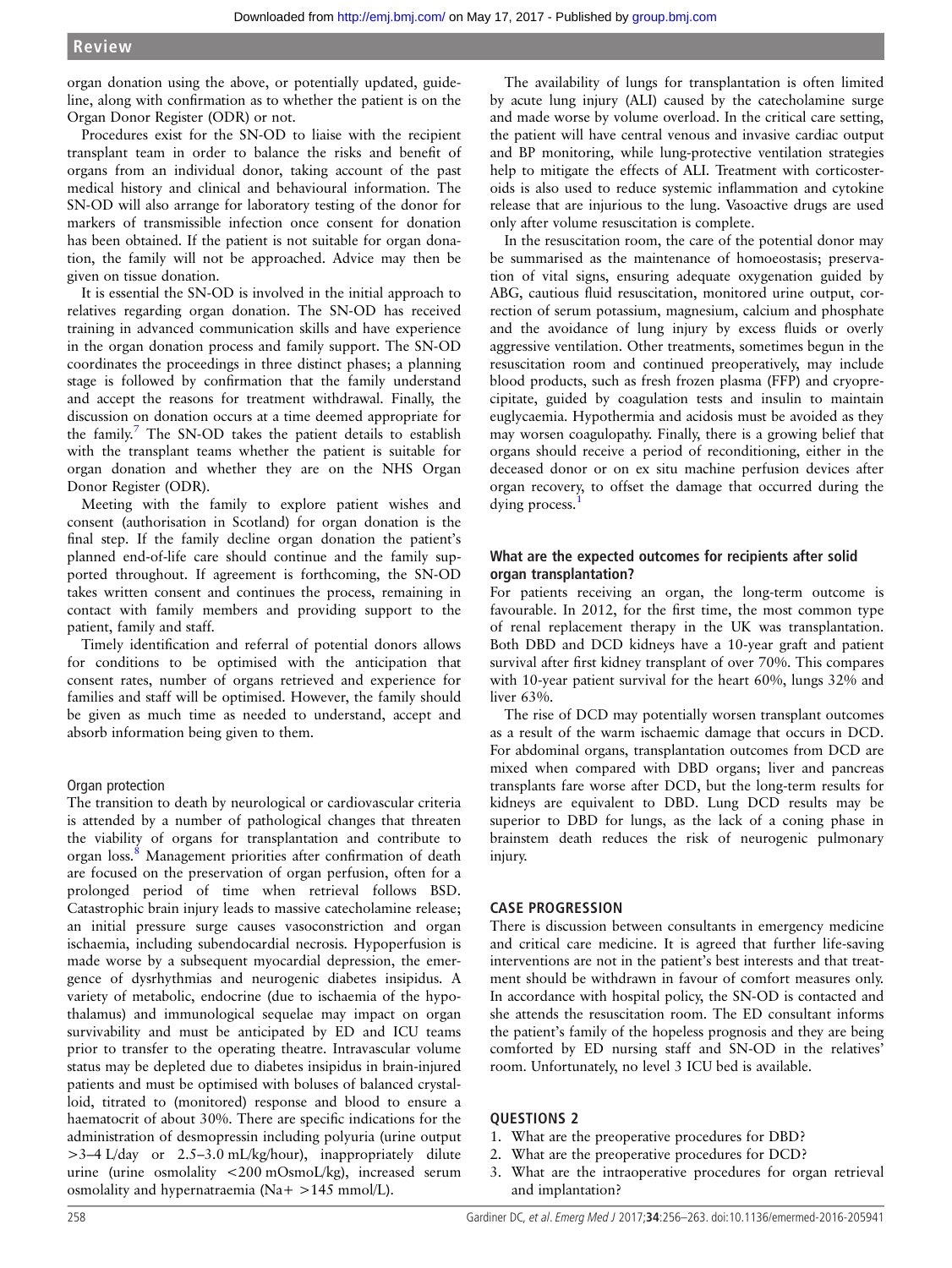organ donation using the above, or potentially updated, guideline, along with confirmation as to whether the patient is on the Organ Donor Register (ODR) or not.

Procedures exist for the SN-OD to liaise with the recipient transplant team in order to balance the risks and benefit of organs from an individual donor, taking account of the past medical history and clinical and behavioural information. The SN-OD will also arrange for laboratory testing of the donor for markers of transmissible infection once consent for donation has been obtained. If the patient is not suitable for organ donation, the family will not be approached. Advice may then be given on tissue donation.

It is essential the SN-OD is involved in the initial approach to relatives regarding organ donation. The SN-OD has received training in advanced communication skills and have experience in the organ donation process and family support. The SN-OD coordinates the proceedings in three distinct phases; a planning stage is followed by confirmation that the family understand and accept the reasons for treatment withdrawal. Finally, the discussion on donation occurs at a time deemed appropriate for the family.[7] The SN-OD takes the patient details to establish with the transplant teams whether the patient is suitable for organ donation and whether they are on the NHS Organ Donor Register (ODR).

Meeting with the family to explore patient wishes and consent (authorisation in Scotland) for organ donation is the final step. If the family decline organ donation the patient's planned end-of-life care should continue and the family supported throughout. If agreement is forthcoming, the SN-OD takes written consent and continues the process, remaining in contact with family members and providing support to the patient, family and staff.

Timely identification and referral of potential donors allows for conditions to be optimised with the anticipation that consent rates, number of organs retrieved and experience for families and staff will be optimised. However, the family should be given as much time as needed to understand, accept and absorb information being given to them.

### Organ protection

The transition to death by neurological or cardiovascular criteria is attended by a number of pathological changes that threaten the viability of organs for transplantation and contribute to organ loss.[8] Management priorities after confirmation of death are focused on the preservation of organ perfusion, often for a prolonged period of time when retrieval follows BSD. Catastrophic brain injury leads to massive catecholamine release; an initial pressure surge causes vasoconstriction and organ ischaemia, including subendocardial necrosis. Hypoperfusion is made worse by a subsequent myocardial depression, the emergence of dysrhythmias and neurogenic diabetes insipidus. A variety of metabolic, endocrine (due to ischaemia of the hypothalamus) and immunological sequelae may impact on organ survivability and must be anticipated by ED and ICU teams prior to transfer to the operating theatre. Intravascular volume status may be depleted due to diabetes insipidus in brain-injured patients and must be optimised with boluses of balanced crystalloid, titrated to (monitored) response and blood to ensure a haematocrit of about 30%. There are specific indications for the administration of desmopressin including polyuria (urine output >3–4 L/day or 2.5–3.0 mL/kg/hour), inappropriately dilute urine (urine osmolality <200 mOsmoL/kg), increased serum osmolality and hypernatraemia (Na+ >145 mmol/L).

The availability of lungs for transplantation is often limited by acute lung injury (ALI) caused by the catecholamine surge and made worse by volume overload. In the critical care setting, the patient will have central venous and invasive cardiac output and BP monitoring, while lung-protective ventilation strategies help to mitigate the effects of ALI. Treatment with corticosteroids is also used to reduce systemic inflammation and cytokine release that are injurious to the lung. Vasoactive drugs are used only after volume resuscitation is complete.

In the resuscitation room, the care of the potential donor may be summarised as the maintenance of homoeostasis; preservation of vital signs, ensuring adequate oxygenation guided by ABG, cautious fluid resuscitation, monitored urine output, correction of serum potassium, magnesium, calcium and phosphate and the avoidance of lung injury by excess fluids or overly aggressive ventilation. Other treatments, sometimes begun in the resuscitation room and continued preoperatively, may include blood products, such as fresh frozen plasma (FFP) and cryoprecipitate, guided by coagulation tests and insulin to maintain euglycaemia. Hypothermia and acidosis must be avoided as they may worsen coagulopathy. Finally, there is a growing belief that organs should receive a period of reconditioning, either in the deceased donor or on ex situ machine perfusion devices after organ recovery, to offset the damage that occurred during the dying process.[1]

### What are the expected outcomes for recipients after solid organ transplantation?

For patients receiving an organ, the long-term outcome is favourable. In 2012, for the first time, the most common type of renal replacement therapy in the UK was transplantation. Both DBD and DCD kidneys have a 10-year graft and patient survival after first kidney transplant of over 70%. This compares with 10-year patient survival for the heart 60%, lungs 32% and liver 63%.

The rise of DCD may potentially worsen transplant outcomes as a result of the warm ischaemic damage that occurs in DCD. For abdominal organs, transplantation outcomes from DCD are mixed when compared with DBD organs; liver and pancreas transplants fare worse after DCD, but the long-term results for kidneys are equivalent to DBD. Lung DCD results may be superior to DBD for lungs, as the lack of a coning phase in brainstem death reduces the risk of neurogenic pulmonary injury.

## CASE PROGRESSION

There is discussion between consultants in emergency medicine and critical care medicine. It is agreed that further life-saving interventions are not in the patient's best interests and that treatment should be withdrawn in favour of comfort measures only. In accordance with hospital policy, the SN-OD is contacted and she attends the resuscitation room. The ED consultant informs the patient's family of the hopeless prognosis and they are being comforted by ED nursing staff and SN-OD in the relatives' room. Unfortunately, no level 3 ICU bed is available.

## QUESTIONS 2

1. What are the preoperative procedures for DBD?
2. What are the preoperative procedures for DCD?
3. What are the intraoperative procedures for organ retrieval and implantation?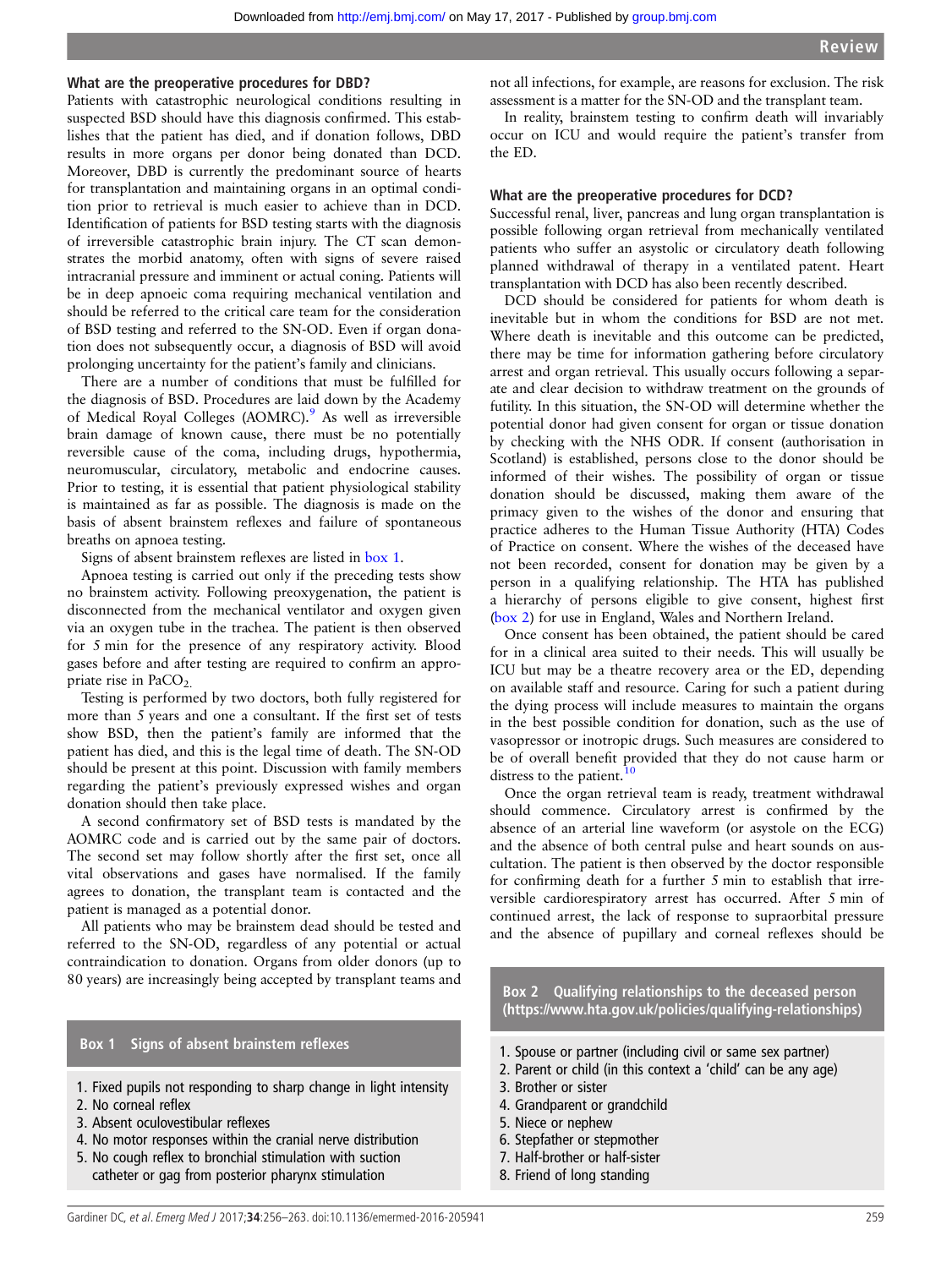## What are the preoperative procedures for DBD?

Patients with catastrophic neurological conditions resulting in suspected BSD should have this diagnosis confirmed. This establishes that the patient has died, and if donation follows, DBD results in more organs per donor being donated than DCD. Moreover, DBD is currently the predominant source of hearts for transplantation and maintaining organs in an optimal condition prior to retrieval is much easier to achieve than in DCD. Identification of patients for BSD testing starts with the diagnosis of irreversible catastrophic brain injury. The CT scan demonstrates the morbid anatomy, often with signs of severe raised intracranial pressure and imminent or actual coning. Patients will be in deep apnoeic coma requiring mechanical ventilation and should be referred to the critical care team for the consideration of BSD testing and referred to the SN-OD. Even if organ donation does not subsequently occur, a diagnosis of BSD will avoid prolonging uncertainty for the patient's family and clinicians.

There are a number of conditions that must be fulfilled for the diagnosis of BSD. Procedures are laid down by the Academy of Medical Royal Colleges (AOMRC).[9] As well as irreversible brain damage of known cause, there must be no potentially reversible cause of the coma, including drugs, hypothermia, neuromuscular, circulatory, metabolic and endocrine causes. Prior to testing, it is essential that patient physiological stability is maintained as far as possible. The diagnosis is made on the basis of absent brainstem reflexes and failure of spontaneous breaths on apnoea testing.

Signs of absent brainstem reflexes are listed in box 1.

Apnoea testing is carried out only if the preceding tests show no brainstem activity. Following preoxygenation, the patient is disconnected from the mechanical ventilator and oxygen given via an oxygen tube in the trachea. The patient is then observed for 5 min for the presence of any respiratory activity. Blood gases before and after testing are required to confirm an appropriate rise in $PaCO_2$.

Testing is performed by two doctors, both fully registered for more than 5 years and one a consultant. If the first set of tests show BSD, then the patient's family are informed that the patient has died, and this is the legal time of death. The SN-OD should be present at this point. Discussion with family members regarding the patient's previously expressed wishes and organ donation should then take place.

A second confirmatory set of BSD tests is mandated by the AOMRC code and is carried out by the same pair of doctors. The second set may follow shortly after the first set, once all vital observations and gases have normalised. If the family agrees to donation, the transplant team is contacted and the patient is managed as a potential donor.

All patients who may be brainstem dead should be tested and referred to the SN-OD, regardless of any potential or actual contraindication to donation. Organs from older donors (up to 80 years) are increasingly being accepted by transplant teams and not all infections, for example, are reasons for exclusion. The risk assessment is a matter for the SN-OD and the transplant team.

In reality, brainstem testing to confirm death will invariably occur on ICU and would require the patient's transfer from the ED.

**Box 1 Signs of absent brainstem reflexes**

1. Fixed pupils not responding to sharp change in light intensity
2. No corneal reflex
3. Absent oculovestibular reflexes
4. No motor responses within the cranial nerve distribution
5. No cough reflex to bronchial stimulation with suction catheter or gag from posterior pharynx stimulation

## What are the preoperative procedures for DCD?

Successful renal, liver, pancreas and lung organ transplantation is possible following organ retrieval from mechanically ventilated patients who suffer an asystolic or circulatory death following planned withdrawal of therapy in a ventilated patent. Heart transplantation with DCD has also been recently described.

DCD should be considered for patients for whom death is inevitable but in whom the conditions for BSD are not met. Where death is inevitable and this outcome can be predicted, there may be time for information gathering before circulatory arrest and organ retrieval. This usually occurs following a separate and clear decision to withdraw treatment on the grounds of futility. In this situation, the SN-OD will determine whether the potential donor had given consent for organ or tissue donation by checking with the NHS ODR. If consent (authorisation in Scotland) is established, persons close to the donor should be informed of their wishes. The possibility of organ or tissue donation should be discussed, making them aware of the primacy given to the wishes of the donor and ensuring that practice adheres to the Human Tissue Authority (HTA) Codes of Practice on consent. Where the wishes of the deceased have not been recorded, consent for donation may be given by a person in a qualifying relationship. The HTA has published a hierarchy of persons eligible to give consent, highest first (box 2) for use in England, Wales and Northern Ireland.

Once consent has been obtained, the patient should be cared for in a clinical area suited to their needs. This will usually be ICU but may be a theatre recovery area or the ED, depending on available staff and resource. Caring for such a patient during the dying process will include measures to maintain the organs in the best possible condition for donation, such as the use of vasopressor or inotropic drugs. Such measures are considered to be of overall benefit provided that they do not cause harm or distress to the patient.[10]

Once the organ retrieval team is ready, treatment withdrawal should commence. Circulatory arrest is confirmed by the absence of an arterial line waveform (or asystole on the ECG) and the absence of both central pulse and heart sounds on auscultation. The patient is then observed by the doctor responsible for confirming death for a further 5 min to establish that irreversible cardiorespiratory arrest has occurred. After 5 min of continued arrest, the lack of response to supraorbital pressure and the absence of pupillary and corneal reflexes should be

**Box 2 Qualifying relationships to the deceased person (https://www.hta.gov.uk/policies/qualifying-relationships)**

1. Spouse or partner (including civil or same sex partner)
2. Parent or child (in this context a 'child' can be any age)
3. Brother or sister
4. Grandparent or grandchild
5. Niece or nephew
6. Stepfather or stepmother
7. Half-brother or half-sister
8. Friend of long standing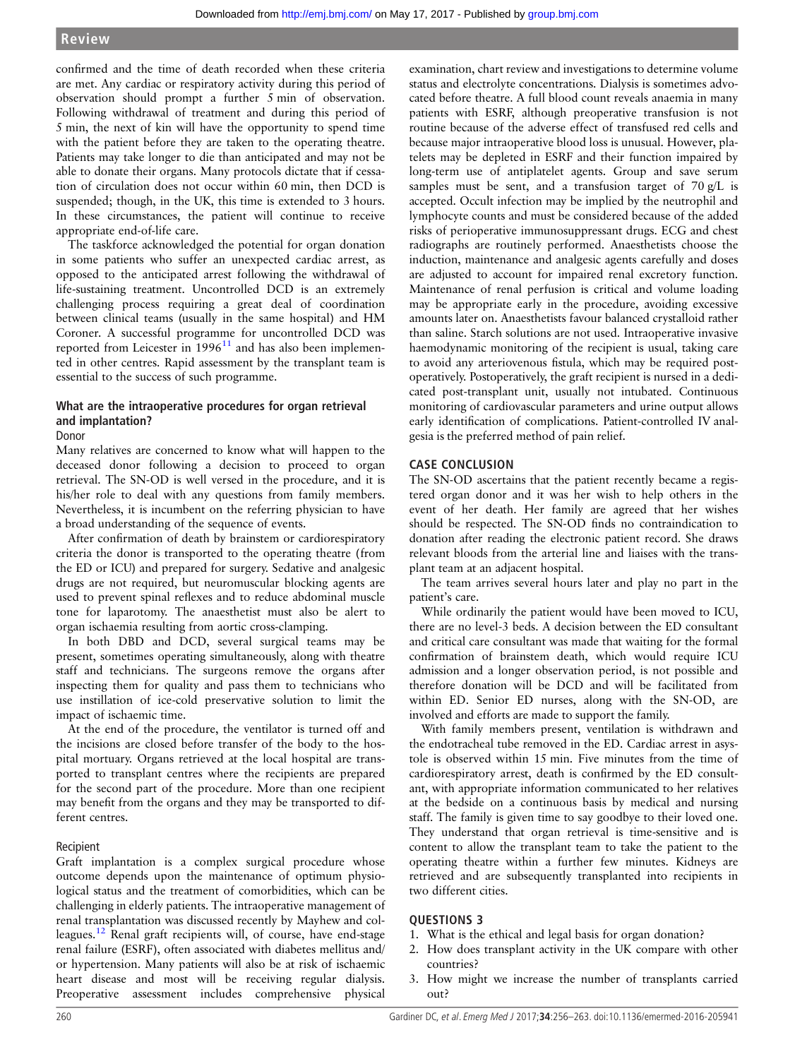confirmed and the time of death recorded when these criteria are met. Any cardiac or respiratory activity during this period of observation should prompt a further 5 min of observation. Following withdrawal of treatment and during this period of 5 min, the next of kin will have the opportunity to spend time with the patient before they are taken to the operating theatre. Patients may take longer to die than anticipated and may not be able to donate their organs. Many protocols dictate that if cessation of circulation does not occur within 60 min, then DCD is suspended; though, in the UK, this time is extended to 3 hours. In these circumstances, the patient will continue to receive appropriate end-of-life care.

The taskforce acknowledged the potential for organ donation in some patients who suffer an unexpected cardiac arrest, as opposed to the anticipated arrest following the withdrawal of life-sustaining treatment. Uncontrolled DCD is an extremely challenging process requiring a great deal of coordination between clinical teams (usually in the same hospital) and HM Coroner. A successful programme for uncontrolled DCD was reported from Leicester in 1996[11] and has also been implemented in other centres. Rapid assessment by the transplant team is essential to the success of such programme.

### What are the intraoperative procedures for organ retrieval and implantation?

#### Donor

Many relatives are concerned to know what will happen to the deceased donor following a decision to proceed to organ retrieval. The SN-OD is well versed in the procedure, and it is his/her role to deal with any questions from family members. Nevertheless, it is incumbent on the referring physician to have a broad understanding of the sequence of events.

After confirmation of death by brainstem or cardiorespiratory criteria the donor is transported to the operating theatre (from the ED or ICU) and prepared for surgery. Sedative and analgesic drugs are not required, but neuromuscular blocking agents are used to prevent spinal reflexes and to reduce abdominal muscle tone for laparotomy. The anaesthetist must also be alert to organ ischaemia resulting from aortic cross-clamping.

In both DBD and DCD, several surgical teams may be present, sometimes operating simultaneously, along with theatre staff and technicians. The surgeons remove the organs after inspecting them for quality and pass them to technicians who use instillation of ice-cold preservative solution to limit the impact of ischaemic time.

At the end of the procedure, the ventilator is turned off and the incisions are closed before transfer of the body to the hospital mortuary. Organs retrieved at the local hospital are transported to transplant centres where the recipients are prepared for the second part of the procedure. More than one recipient may benefit from the organs and they may be transported to different centres.

#### Recipient

Graft implantation is a complex surgical procedure whose outcome depends upon the maintenance of optimum physiological status and the treatment of comorbidities, which can be challenging in elderly patients. The intraoperative management of renal transplantation was discussed recently by Mayhew and colleagues.[12] Renal graft recipients will, of course, have end-stage renal failure (ESRF), often associated with diabetes mellitus and/or hypertension. Many patients will also be at risk of ischaemic heart disease and most will be receiving regular dialysis. Preoperative assessment includes comprehensive physical examination, chart review and investigations to determine volume status and electrolyte concentrations. Dialysis is sometimes advocated before theatre. A full blood count reveals anaemia in many patients with ESRF, although preoperative transfusion is not routine because of the adverse effect of transfused red cells and because major intraoperative blood loss is unusual. However, platelets may be depleted in ESRF and their function impaired by long-term use of antiplatelet agents. Group and save serum samples must be sent, and a transfusion target of 70 g/L is accepted. Occult infection may be implied by the neutrophil and lymphocyte counts and must be considered because of the added risks of perioperative immunosuppressant drugs. ECG and chest radiographs are routinely performed. Anaesthetists choose the induction, maintenance and analgesic agents carefully and doses are adjusted to account for impaired renal excretory function. Maintenance of renal perfusion is critical and volume loading may be appropriate early in the procedure, avoiding excessive amounts later on. Anaesthetists favour balanced crystalloid rather than saline. Starch solutions are not used. Intraoperative invasive haemodynamic monitoring of the recipient is usual, taking care to avoid any arteriovenous fistula, which may be required postoperatively. Postoperatively, the graft recipient is nursed in a dedicated post-transplant unit, usually not intubated. Continuous monitoring of cardiovascular parameters and urine output allows early identification of complications. Patient-controlled IV analgesia is the preferred method of pain relief.

### CASE CONCLUSION

The SN-OD ascertains that the patient recently became a registered organ donor and it was her wish to help others in the event of her death. Her family are agreed that her wishes should be respected. The SN-OD finds no contraindication to donation after reading the electronic patient record. She draws relevant bloods from the arterial line and liaises with the transplant team at an adjacent hospital.

The team arrives several hours later and play no part in the patient's care.

While ordinarily the patient would have been moved to ICU, there are no level-3 beds. A decision between the ED consultant and critical care consultant was made that waiting for the formal confirmation of brainstem death, which would require ICU admission and a longer observation period, is not possible and therefore donation will be DCD and will be facilitated from within ED. Senior ED nurses, along with the SN-OD, are involved and efforts are made to support the family.

With family members present, ventilation is withdrawn and the endotracheal tube removed in the ED. Cardiac arrest in asystole is observed within 15 min. Five minutes from the time of cardiorespiratory arrest, death is confirmed by the ED consultant, with appropriate information communicated to her relatives at the bedside on a continuous basis by medical and nursing staff. The family is given time to say goodbye to their loved one. They understand that organ retrieval is time-sensitive and is content to allow the transplant team to take the patient to the operating theatre within a further few minutes. Kidneys are retrieved and are subsequently transplanted into recipients in two different cities.

### QUESTIONS 3

1. What is the ethical and legal basis for organ donation?
2. How does transplant activity in the UK compare with other countries?
3. How might we increase the number of transplants carried out?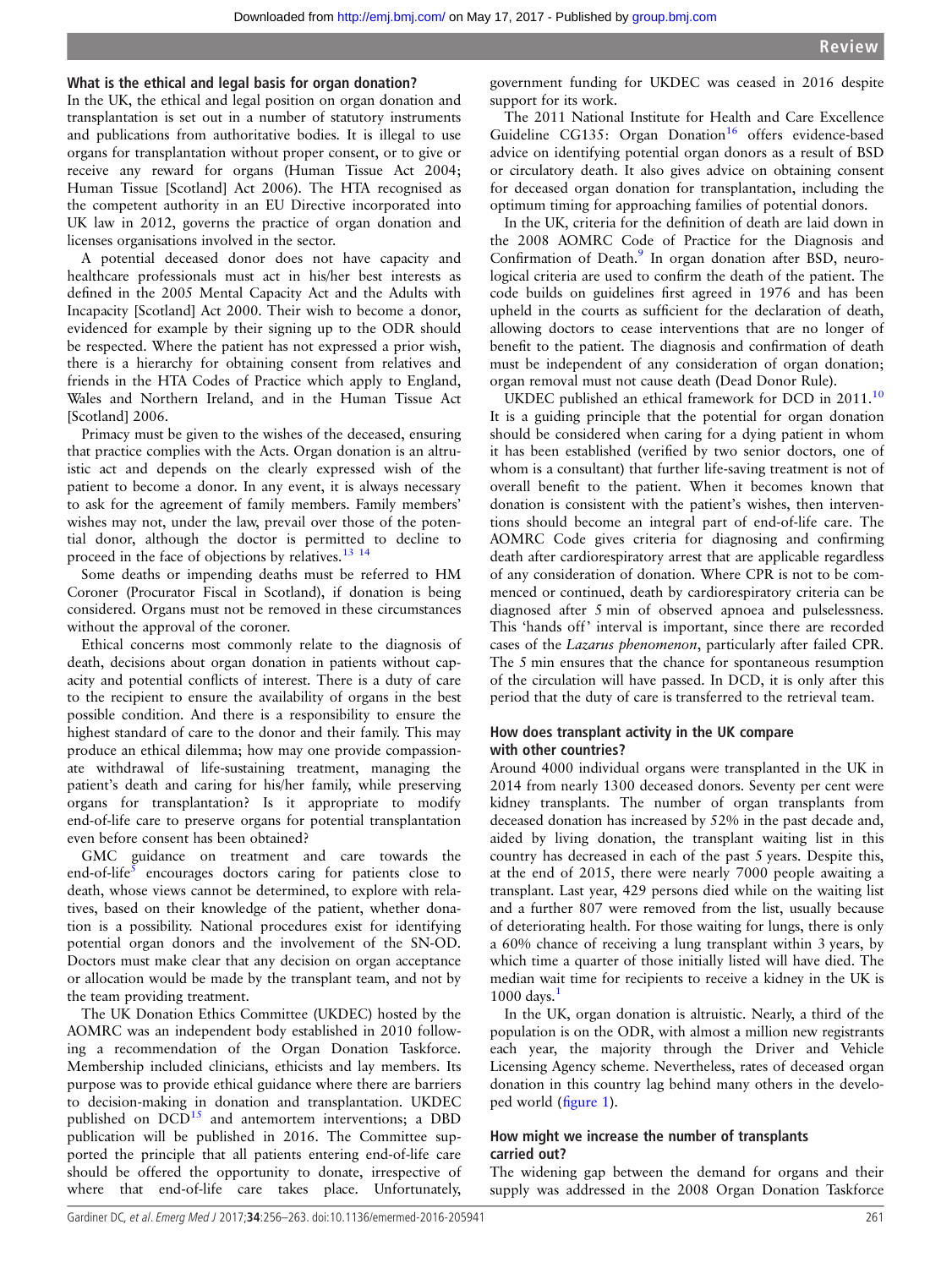## What is the ethical and legal basis for organ donation?

In the UK, the ethical and legal position on organ donation and transplantation is set out in a number of statutory instruments and publications from authoritative bodies. It is illegal to use organs for transplantation without proper consent, or to give or receive any reward for organs (Human Tissue Act 2004; Human Tissue [Scotland] Act 2006). The HTA recognised as the competent authority in an EU Directive incorporated into UK law in 2012, governs the practice of organ donation and licenses organisations involved in the sector.

A potential deceased donor does not have capacity and healthcare professionals must act in his/her best interests as defined in the 2005 Mental Capacity Act and the Adults with Incapacity [Scotland] Act 2000. Their wish to become a donor, evidenced for example by their signing up to the ODR should be respected. Where the patient has not expressed a prior wish, there is a hierarchy for obtaining consent from relatives and friends in the HTA Codes of Practice which apply to England, Wales and Northern Ireland, and in the Human Tissue Act [Scotland] 2006.

Primacy must be given to the wishes of the deceased, ensuring that practice complies with the Acts. Organ donation is an altruistic act and depends on the clearly expressed wish of the patient to become a donor. In any event, it is always necessary to ask for the agreement of family members. Family members' wishes may not, under the law, prevail over those of the potential donor, although the doctor is permitted to decline to proceed in the face of objections by relatives.[13 14]

Some deaths or impending deaths must be referred to HM Coroner (Procurator Fiscal in Scotland), if donation is being considered. Organs must not be removed in these circumstances without the approval of the coroner.

Ethical concerns most commonly relate to the diagnosis of death, decisions about organ donation in patients without capacity and potential conflicts of interest. There is a duty of care to the recipient to ensure the availability of organs in the best possible condition. And there is a responsibility to ensure the highest standard of care to the donor and their family. This may produce an ethical dilemma; how may one provide compassionate withdrawal of life-sustaining treatment, managing the patient's death and caring for his/her family, while preserving organs for transplantation? Is it appropriate to modify end-of-life care to preserve organs for potential transplantation even before consent has been obtained?

GMC guidance on treatment and care towards the end-of-life[5] encourages doctors caring for patients close to death, whose views cannot be determined, to explore with relatives, based on their knowledge of the patient, whether donation is a possibility. National procedures exist for identifying potential organ donors and the involvement of the SN-OD. Doctors must make clear that any decision on organ acceptance or allocation would be made by the transplant team, and not by the team providing treatment.

The UK Donation Ethics Committee (UKDEC) hosted by the AOMRC was an independent body established in 2010 following a recommendation of the Organ Donation Taskforce. Membership included clinicians, ethicists and lay members. Its purpose was to provide ethical guidance where there are barriers to decision-making in donation and transplantation. UKDEC published on DCD[15] and antemortem interventions; a DBD publication will be published in 2016. The Committee supported the principle that all patients entering end-of-life care should be offered the opportunity to donate, irrespective of where that end-of-life care takes place. Unfortunately, government funding for UKDEC was ceased in 2016 despite support for its work.

The 2011 National Institute for Health and Care Excellence Guideline CG135: Organ Donation[16] offers evidence-based advice on identifying potential organ donors as a result of BSD or circulatory death. It also gives advice on obtaining consent for deceased organ donation for transplantation, including the optimum timing for approaching families of potential donors.

In the UK, criteria for the definition of death are laid down in the 2008 AOMRC Code of Practice for the Diagnosis and Confirmation of Death.[9] In organ donation after BSD, neurological criteria are used to confirm the death of the patient. The code builds on guidelines first agreed in 1976 and has been upheld in the courts as sufficient for the declaration of death, allowing doctors to cease interventions that are no longer of benefit to the patient. The diagnosis and confirmation of death must be independent of any consideration of organ donation; organ removal must not cause death (Dead Donor Rule).

UKDEC published an ethical framework for DCD in 2011.[10] It is a guiding principle that the potential for organ donation should be considered when caring for a dying patient in whom it has been established (verified by two senior doctors, one of whom is a consultant) that further life-saving treatment is not of overall benefit to the patient. When it becomes known that donation is consistent with the patient's wishes, then interventions should become an integral part of end-of-life care. The AOMRC Code gives criteria for diagnosing and confirming death after cardiorespiratory arrest that are applicable regardless of any consideration of donation. Where CPR is not to be commenced or continued, death by cardiorespiratory criteria can be diagnosed after 5 min of observed apnoea and pulselessness. This 'hands off' interval is important, since there are recorded cases of the *Lazarus phenomenon*, particularly after failed CPR. The 5 min ensures that the chance for spontaneous resumption of the circulation will have passed. In DCD, it is only after this period that the duty of care is transferred to the retrieval team.

## How does transplant activity in the UK compare with other countries?

Around 4000 individual organs were transplanted in the UK in 2014 from nearly 1300 deceased donors. Seventy per cent were kidney transplants. The number of organ transplants from deceased donation has increased by 52% in the past decade and, aided by living donation, the transplant waiting list in this country has decreased in each of the past 5 years. Despite this, at the end of 2015, there were nearly 7000 people awaiting a transplant. Last year, 429 persons died while on the waiting list and a further 807 were removed from the list, usually because of deteriorating health. For those waiting for lungs, there is only a 60% chance of receiving a lung transplant within 3 years, by which time a quarter of those initially listed will have died. The median wait time for recipients to receive a kidney in the UK is 1000 days.[1]

In the UK, organ donation is altruistic. Nearly, a third of the population is on the ODR, with almost a million new registrants each year, the majority through the Driver and Vehicle Licensing Agency scheme. Nevertheless, rates of deceased organ donation in this country lag behind many others in the developed world (figure 1).

## How might we increase the number of transplants carried out?

The widening gap between the demand for organs and their supply was addressed in the 2008 Organ Donation Taskforce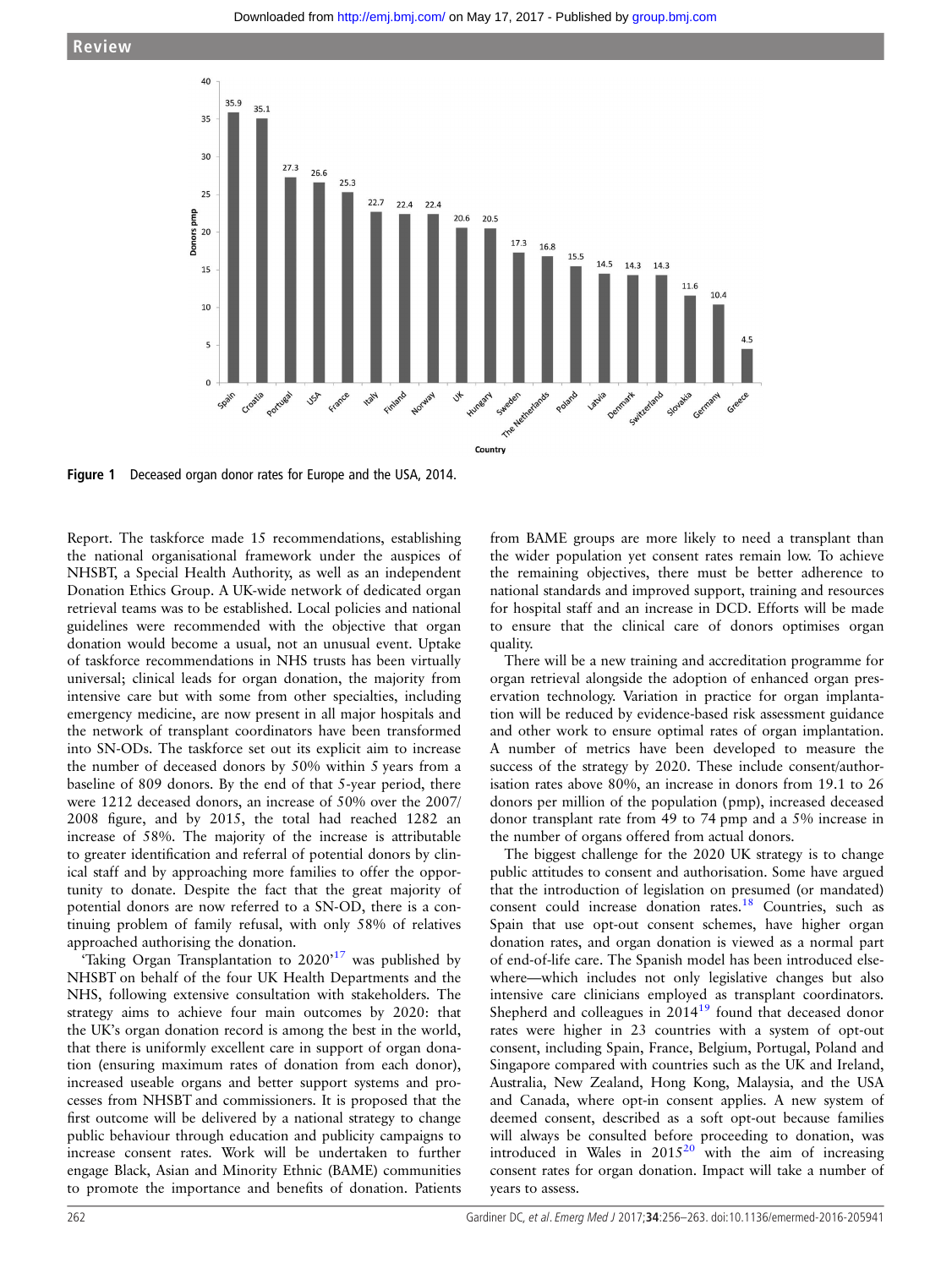Figure 1 Deceased organ donor rates for Europe and the USA, 2014.

Report. The taskforce made 15 recommendations, establishing the national organisational framework under the auspices of NHSBT, a Special Health Authority, as well as an independent Donation Ethics Group. A UK-wide network of dedicated organ retrieval teams was to be established. Local policies and national guidelines were recommended with the objective that organ donation would become a usual, not an unusual event. Uptake of taskforce recommendations in NHS trusts has been virtually universal; clinical leads for organ donation, the majority from intensive care but with some from other specialties, including emergency medicine, are now present in all major hospitals and the network of transplant coordinators have been transformed into SN-ODs. The taskforce set out its explicit aim to increase the number of deceased donors by 50% within 5 years from a baseline of 809 donors. By the end of that 5-year period, there were 1212 deceased donors, an increase of 50% over the 2007/2008 figure, and by 2015, the total had reached 1282 an increase of 58%. The majority of the increase is attributable to greater identification and referral of potential donors by clinical staff and by approaching more families to offer the opportunity to donate. Despite the fact that the great majority of potential donors are now referred to a SN-OD, there is a continuing problem of family refusal, with only 58% of relatives approached authorising the donation.

'Taking Organ Transplantation to 2020'[17] was published by NHSBT on behalf of the four UK Health Departments and the NHS, following extensive consultation with stakeholders. The strategy aims to achieve four main outcomes by 2020: that the UK's organ donation record is among the best in the world, that there is uniformly excellent care in support of organ donation (ensuring maximum rates of donation from each donor), increased useable organs and better support systems and processes from NHSBT and commissioners. It is proposed that the first outcome will be delivered by a national strategy to change public behaviour through education and publicity campaigns to increase consent rates. Work will be undertaken to further engage Black, Asian and Minority Ethnic (BAME) communities to promote the importance and benefits of donation. Patients from BAME groups are more likely to need a transplant than the wider population yet consent rates remain low. To achieve the remaining objectives, there must be better adherence to national standards and improved support, training and resources for hospital staff and an increase in DCD. Efforts will be made to ensure that the clinical care of donors optimises organ quality.

There will be a new training and accreditation programme for organ retrieval alongside the adoption of enhanced organ preservation technology. Variation in practice for organ implantation will be reduced by evidence-based risk assessment guidance and other work to ensure optimal rates of organ implantation. A number of metrics have been developed to measure the success of the strategy by 2020. These include consent/authorisation rates above 80%, an increase in donors from 19.1 to 26 donors per million of the population (pmp), increased deceased donor transplant rate from 49 to 74 pmp and a 5% increase in the number of organs offered from actual donors.

The biggest challenge for the 2020 UK strategy is to change public attitudes to consent and authorisation. Some have argued that the introduction of legislation on presumed (or mandated) consent could increase donation rates.[18] Countries, such as Spain that use opt-out consent schemes, have higher organ donation rates, and organ donation is viewed as a normal part of end-of-life care. The Spanish model has been introduced elsewhere—which includes not only legislative changes but also intensive care clinicians employed as transplant coordinators. Shepherd and colleagues in 2014[19] found that deceased donor rates were higher in 23 countries with a system of opt-out consent, including Spain, France, Belgium, Portugal, Poland and Singapore compared with countries such as the UK and Ireland, Australia, New Zealand, Hong Kong, Malaysia, and the USA and Canada, where opt-in consent applies. A new system of deemed consent, described as a soft opt-out because families will always be consulted before proceeding to donation, was introduced in Wales in 2015[20] with the aim of increasing consent rates for organ donation. Impact will take a number of years to assess.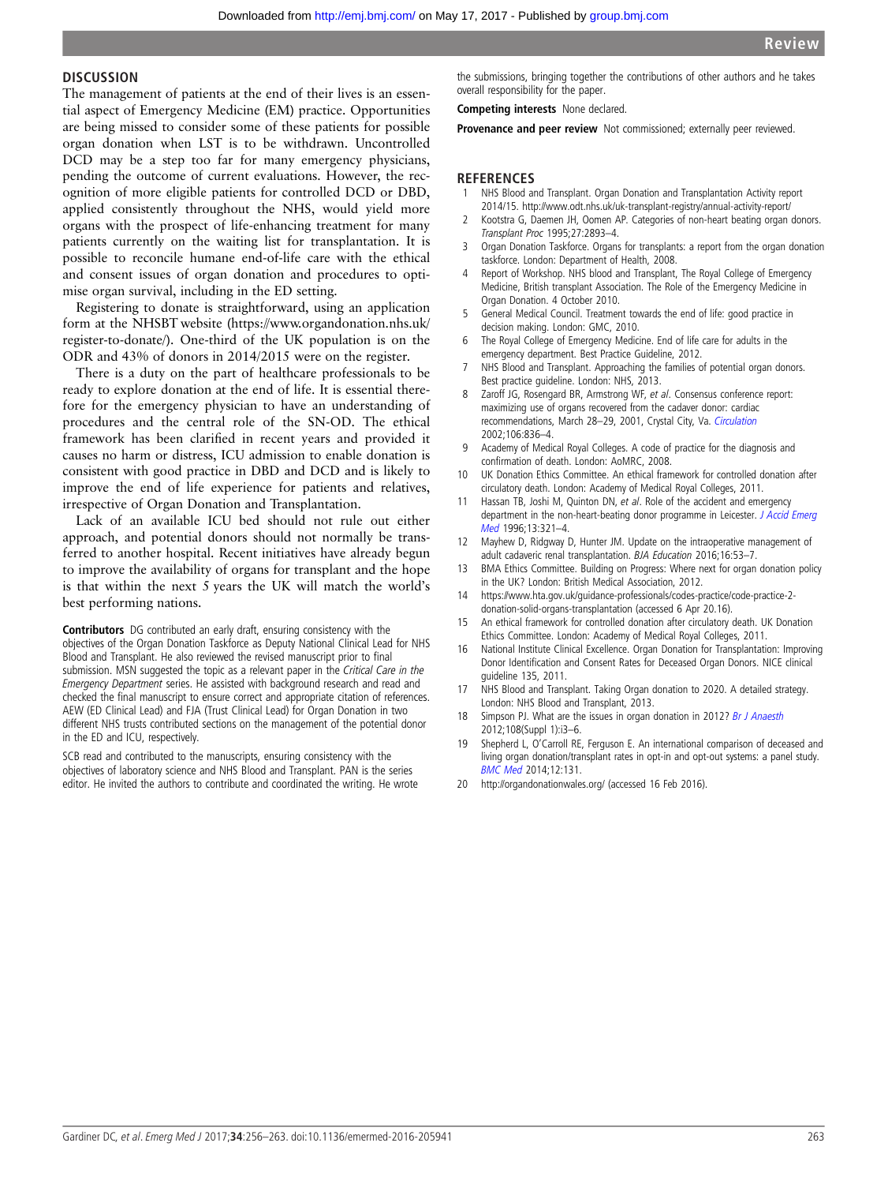## DISCUSSION

The management of patients at the end of their lives is an essential aspect of Emergency Medicine (EM) practice. Opportunities are being missed to consider some of these patients for possible organ donation when LST is to be withdrawn. Uncontrolled DCD may be a step too far for many emergency physicians, pending the outcome of current evaluations. However, the recognition of more eligible patients for controlled DCD or DBD, applied consistently throughout the NHS, would yield more organs with the prospect of life-enhancing treatment for many patients currently on the waiting list for transplantation. It is possible to reconcile humane end-of-life care with the ethical and consent issues of organ donation and procedures to optimise organ survival, including in the ED setting.

Registering to donate is straightforward, using an application form at the NHSBT website (https://www.organdonation.nhs.uk/register-to-donate/). One-third of the UK population is on the ODR and 43% of donors in 2014/2015 were on the register.

There is a duty on the part of healthcare professionals to be ready to explore donation at the end of life. It is essential therefore for the emergency physician to have an understanding of procedures and the central role of the SN-OD. The ethical framework has been clarified in recent years and provided it causes no harm or distress, ICU admission to enable donation is consistent with good practice in DBD and DCD and is likely to improve the end of life experience for patients and relatives, irrespective of Organ Donation and Transplantation.

Lack of an available ICU bed should not rule out either approach, and potential donors should not normally be transferred to another hospital. Recent initiatives have already begun to improve the availability of organs for transplant and the hope is that within the next 5 years the UK will match the world's best performing nations.

**Contributors** DG contributed an early draft, ensuring consistency with the objectives of the Organ Donation Taskforce as Deputy National Clinical Lead for NHS Blood and Transplant. He also reviewed the revised manuscript prior to final submission. MSN suggested the topic as a relevant paper in the *Critical Care in the Emergency Department* series. He assisted with background research and read and checked the final manuscript to ensure correct and appropriate citation of references. AEW (ED Clinical Lead) and FJA (Trust Clinical Lead) for Organ Donation in two different NHS trusts contributed sections on the management of the potential donor in the ED and ICU, respectively.

SCB read and contributed to the manuscripts, ensuring consistency with the objectives of laboratory science and NHS Blood and Transplant. PAN is the series editor. He invited the authors to contribute and coordinated the writing. He wrote the submissions, bringing together the contributions of other authors and he takes overall responsibility for the paper.

**Competing interests** None declared.

**Provenance and peer review** Not commissioned; externally peer reviewed.

## REFERENCES

1. NHS Blood and Transplant. Organ Donation and Transplantation Activity report 2014/15. http://www.odt.nhs.uk/uk-transplant-registry/annual-activity-report/
2. Kootstra G, Daemen JH, Oomen AP. Categories of non-heart beating organ donors. *Transplant Proc* 1995;27:2893–4.
3. Organ Donation Taskforce. Organs for transplants: a report from the organ donation taskforce. London: Department of Health, 2008.
4. Report of Workshop. NHS blood and Transplant, The Royal College of Emergency Medicine, British transplant Association. The Role of the Emergency Medicine in Organ Donation. 4 October 2010.
5. General Medical Council. Treatment towards the end of life: good practice in decision making. London: GMC, 2010.
6. The Royal College of Emergency Medicine. End of life care for adults in the emergency department. Best Practice Guideline, 2012.
7. NHS Blood and Transplant. Approaching the families of potential organ donors. Best practice guideline. London: NHS, 2013.
8. Zaroff JG, Rosengard BR, Armstrong WF, *et al*. Consensus conference report: maximizing use of organs recovered from the cadaver donor: cardiac recommendations, March 28–29, 2001, Crystal City, Va. *Circulation* 2002;106:836–4.
9. Academy of Medical Royal Colleges. A code of practice for the diagnosis and confirmation of death. London: AoMRC, 2008.
10. UK Donation Ethics Committee. An ethical framework for controlled donation after circulatory death. London: Academy of Medical Royal Colleges, 2011.
11. Hassan TB, Joshi M, Quinton DN, *et al*. Role of the accident and emergency department in the non-heart-beating donor programme in Leicester. *J Accid Emerg Med* 1996;13:321–4.
12. Mayhew D, Ridgway D, Hunter JM. Update on the intraoperative management of adult cadaveric renal transplantation. *BJA Education* 2016;16:53–7.
13. BMA Ethics Committee. Building on Progress: Where next for organ donation policy in the UK? London: British Medical Association, 2012.
14. https://www.hta.gov.uk/guidance-professionals/codes-practice/code-practice-2-donation-solid-organs-transplantation (accessed 6 Apr 20.16).
15. An ethical framework for controlled donation after circulatory death. UK Donation Ethics Committee. London: Academy of Medical Royal Colleges, 2011.
16. National Institute Clinical Excellence. Organ Donation for Transplantation: Improving Donor Identification and Consent Rates for Deceased Organ Donors. NICE clinical guideline 135, 2011.
17. NHS Blood and Transplant. Taking Organ donation to 2020. A detailed strategy. London: NHS Blood and Transplant, 2013.
18. Simpson PJ. What are the issues in organ donation in 2012? *Br J Anaesth* 2012;108(Suppl 1):i3–6.
19. Shepherd L, O'Carroll RE, Ferguson E. An international comparison of deceased and living organ donation/transplant rates in opt-in and opt-out systems: a panel study. *BMC Med* 2014;12:131.
20. http://organdonationwales.org/ (accessed 16 Feb 2016).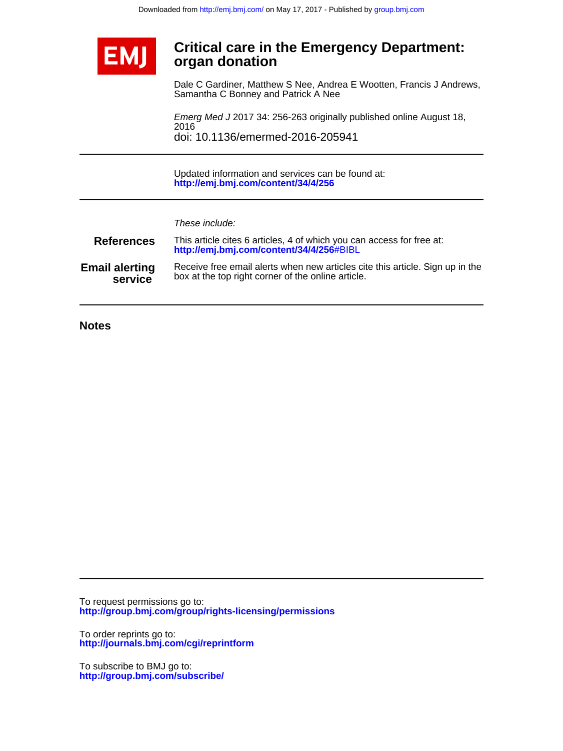Downloaded from http://emj.bmj.com/ on May 17, 2017 - Published by group.bmj.com

EMJ

# Critical care in the Emergency Department: organ donation

Dale C Gardiner, Matthew S Nee, Andrea E Wootten, Francis J Andrews, Samantha C Bonney and Patrick A Nee

*Emerg Med J* 2017 34: 256-263 originally published online August 18, 2016

doi: 10.1136/emermed-2016-205941

Updated information and services can be found at:
**http://emj.bmj.com/content/34/4/256**

*These include:*

**References** This article cites 6 articles, 4 of which you can access for free at:
**http://emj.bmj.com/content/34/4/256**#BIBL

**Email alerting service** Receive free email alerts when new articles cite this article. Sign up in the box at the top right corner of the online article.

**Notes**

To request permissions go to:
**http://group.bmj.com/group/rights-licensing/permissions**

To order reprints go to:
**http://journals.bmj.com/cgi/reprintform**

To subscribe to BMJ go to:
**http://group.bmj.com/subscribe/**